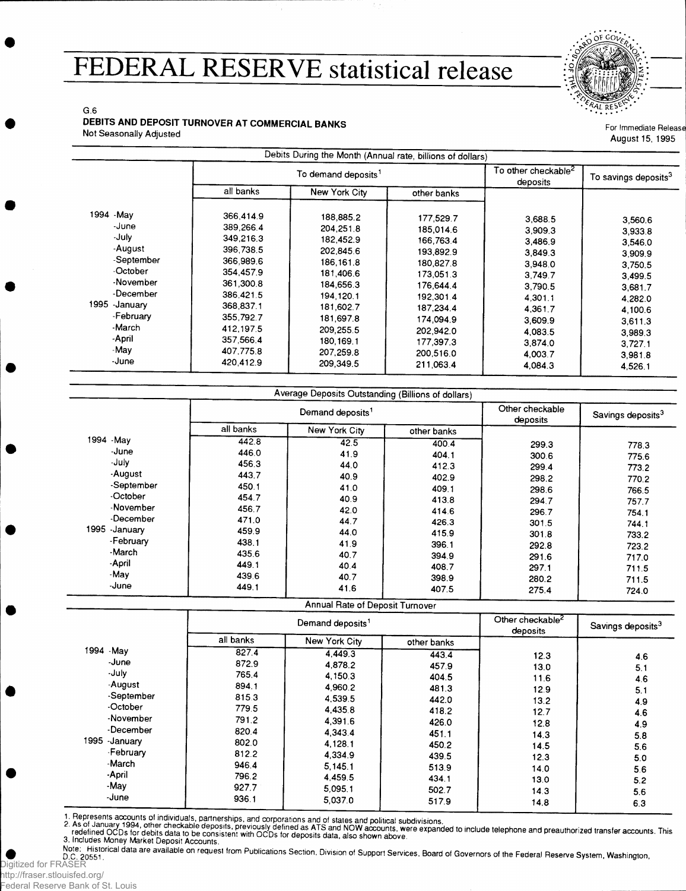# FEDERAL RESERVE statistical release

G.6

**DEBITS AND DEPOSIT TURNOVER AT COMMERCIAL BANKS**

Not Seasonally Adjusted

For Immediate Release
August 15, 1995

| | Debits During the Month (Annual rate, billions of dollars) | | | | |
|---|---|---|---|---|---|
| | To demand deposits[1] | | | To other checkable[2] deposits | To savings deposits[3] |
| | all banks | New York City | other banks | | |
| 1994 -May | 366,414.9 | 188,885.2 | 177,529.7 | 3,688.5 | 3,560.6 |
| -June | 389,266.4 | 204,251.8 | 185,014.6 | 3,909.3 | 3,933.8 |
| -July | 349,216.3 | 182,452.9 | 166,763.4 | 3,486.9 | 3,546.0 |
| -August | 396,738.5 | 202,845.6 | 193,892.9 | 3,849.3 | 3,909.9 |
| -September | 366,989.6 | 186,161.8 | 180,827.8 | 3,948.0 | 3,750.5 |
| -October | 354,457.9 | 181,406.6 | 173,051.3 | 3,749.7 | 3,499.5 |
| -November | 361,300.8 | 184,656.3 | 176,644.4 | 3,790.5 | 3,681.7 |
| -December | 386,421.5 | 194,120.1 | 192,301.4 | 4,301.1 | 4,282.0 |
| 1995 -January | 368,837.1 | 181,602.7 | 187,234.4 | 4,361.7 | 4,100.6 |
| -February | 355,792.7 | 181,697.8 | 174,094.9 | 3,609.9 | 3,611.3 |
| -March | 412,197.5 | 209,255.5 | 202,942.0 | 4,083.5 | 3,989.3 |
| -April | 357,566.4 | 180,169.1 | 177,397.3 | 3,874.0 | 3,727.1 |
| -May | 407,775.8 | 207,259.8 | 200,516.0 | 4,003.7 | 3,981.8 |
| -June | 420,412.9 | 209,349.5 | 211,063.4 | 4,084.3 | 4,526.1 |

| | Average Deposits Outstanding (Billions of dollars) | | | | |
|---|---|---|---|---|---|
| | Demand deposits[1] | | | Other checkable deposits | Savings deposits[3] |
| | all banks | New York City | other banks | | |
| 1994 -May | 442.8 | 42.5 | 400.4 | 299.3 | 778.3 |
| -June | 446.0 | 41.9 | 404.1 | 300.6 | 775.6 |
| -July | 456.3 | 44.0 | 412.3 | 299.4 | 773.2 |
| -August | 443.7 | 40.9 | 402.9 | 298.2 | 770.2 |
| -September | 450.1 | 41.0 | 409.1 | 298.6 | 766.5 |
| -October | 454.7 | 40.9 | 413.8 | 294.7 | 757.7 |
| -November | 456.7 | 42.0 | 414.6 | 296.7 | 754.1 |
| -December | 471.0 | 44.7 | 426.3 | 301.5 | 744.1 |
| 1995 -January | 459.9 | 44.0 | 415.9 | 301.8 | 733.2 |
| -February | 438.1 | 41.9 | 396.1 | 292.8 | 723.2 |
| -March | 435.6 | 40.7 | 394.9 | 291.6 | 717.0 |
| -April | 449.1 | 40.4 | 408.7 | 297.1 | 711.5 |
| -May | 439.6 | 40.7 | 398.9 | 280.2 | 711.5 |
| -June | 449.1 | 41.6 | 407.5 | 275.4 | 724.0 |

| | Annual Rate of Deposit Turnover | | | | |
|---|---|---|---|---|---|
| | Demand deposits[1] | | | Other checkable[2] deposits | Savings deposits[3] |
| | all banks | New York City | other banks | | |
| 1994 -May | 827.4 | 4,449.3 | 443.4 | 12.3 | 4.6 |
| -June | 872.9 | 4,878.2 | 457.9 | 13.0 | 5.1 |
| -July | 765.4 | 4,150.3 | 404.5 | 11.6 | 4.6 |
| -August | 894.1 | 4,960.2 | 481.3 | 12.9 | 5.1 |
| -September | 815.3 | 4,539.5 | 442.0 | 13.2 | 4.9 |
| -October | 779.5 | 4,435.8 | 418.2 | 12.7 | 4.6 |
| -November | 791.2 | 4,391.6 | 426.0 | 12.8 | 4.9 |
| -December | 820.4 | 4,343.4 | 451.1 | 14.3 | 5.8 |
| 1995 -January | 802.0 | 4,128.1 | 450.2 | 14.5 | 5.6 |
| -February | 812.2 | 4,334.9 | 439.5 | 12.3 | 5.0 |
| -March | 946.4 | 5,145.1 | 513.9 | 14.0 | 5.6 |
| -April | 796.2 | 4,459.5 | 434.1 | 13.0 | 5.2 |
| -May | 927.7 | 5,095.1 | 502.7 | 14.3 | 5.6 |
| -June | 936.1 | 5,037.0 | 517.9 | 14.8 | 6.3 |

1. Represents accounts of individuals, partnerships, and corporations and of states and political subdivisions.
2. As of January 1994, other checkable deposits, previously defined as ATS and NOW accounts, were expanded to include telephone and preauthorized transfer accounts. This redefined OCDs for debits data to be consistent with OCDs for deposits data, also shown above.
3. Includes Money Market Deposit Accounts.

Note: Historical data are available on request from Publications Section, Division of Support Services, Board of Governors of the Federal Reserve System, Washington, D.C. 20551.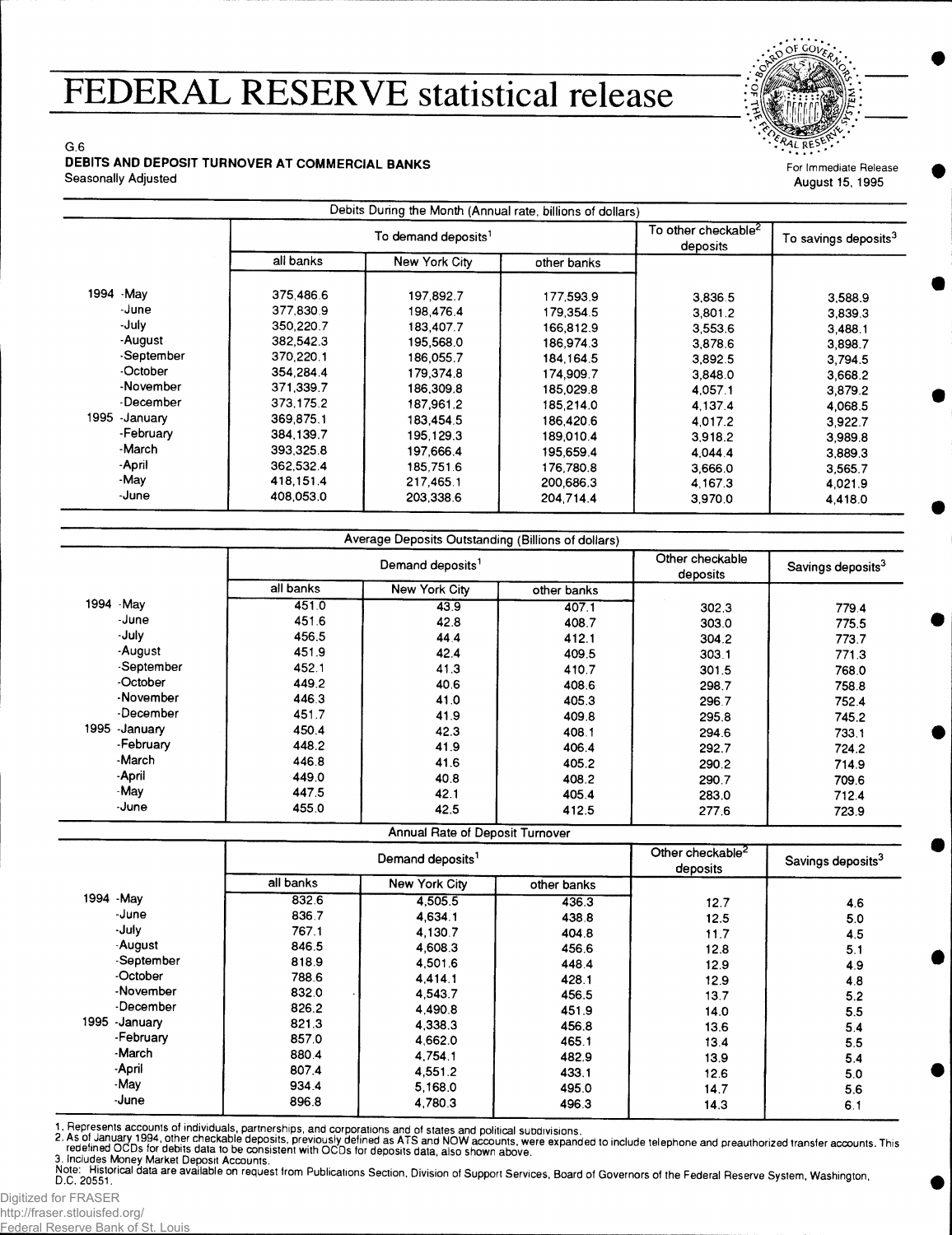# FEDERAL RESERVE statistical release

G.6

**DEBITS AND DEPOSIT TURNOVER AT COMMERCIAL BANKS**

Seasonally Adjusted

For Immediate Release
August 15, 1995

| Debits During the Month (Annual rate, billions of dollars) | | | | | |
|---|---|---|---|---|---|
| | To demand deposits[1] | | | To other checkable[2] deposits | To savings deposits[3] |
| | all banks | New York City | other banks | | |
| 1994 -May | 375,486.6 | 197,892.7 | 177,593.9 | 3,836.5 | 3,588.9 |
| -June | 377,830.9 | 198,476.4 | 179,354.5 | 3,801.2 | 3,839.3 |
| -July | 350,220.7 | 183,407.7 | 166,812.9 | 3,553.6 | 3,488.1 |
| -August | 382,542.3 | 195,568.0 | 186,974.3 | 3,878.6 | 3,898.7 |
| -September | 370,220.1 | 186,055.7 | 184,164.5 | 3,892.5 | 3,794.5 |
| -October | 354,284.4 | 179,374.8 | 174,909.7 | 3,848.0 | 3,668.2 |
| -November | 371,339.7 | 186,309.8 | 185,029.8 | 4,057.1 | 3,879.2 |
| -December | 373,175.2 | 187,961.2 | 185,214.0 | 4,137.4 | 4,068.5 |
| 1995 -January | 369,875.1 | 183,454.5 | 186,420.6 | 4,017.2 | 3,922.7 |
| -February | 384,139.7 | 195,129.3 | 189,010.4 | 3,918.2 | 3,989.8 |
| -March | 393,325.8 | 197,666.4 | 195,659.4 | 4,044.4 | 3,889.3 |
| -April | 362,532.4 | 185,751.6 | 176,780.8 | 3,666.0 | 3,565.7 |
| -May | 418,151.4 | 217,465.1 | 200,686.3 | 4,167.3 | 4,021.9 |
| -June | 408,053.0 | 203,338.6 | 204,714.4 | 3,970.0 | 4,418.0 |

| Average Deposits Outstanding (Billions of dollars) | | | | | |
|---|---|---|---|---|---|
| | Demand deposits[1] | | | Other checkable deposits | Savings deposits[3] |
| | all banks | New York City | other banks | | |
| 1994 -May | 451.0 | 43.9 | 407.1 | 302.3 | 779.4 |
| -June | 451.6 | 42.8 | 408.7 | 303.0 | 775.5 |
| -July | 456.5 | 44.4 | 412.1 | 304.2 | 773.7 |
| -August | 451.9 | 42.4 | 409.5 | 303.1 | 771.3 |
| -September | 452.1 | 41.3 | 410.7 | 301.5 | 768.0 |
| -October | 449.2 | 40.6 | 408.6 | 298.7 | 758.8 |
| -November | 446.3 | 41.0 | 405.3 | 296.7 | 752.4 |
| -December | 451.7 | 41.9 | 409.8 | 295.8 | 745.2 |
| 1995 -January | 450.4 | 42.3 | 408.1 | 294.6 | 733.1 |
| -February | 448.2 | 41.9 | 406.4 | 292.7 | 724.2 |
| -March | 446.8 | 41.6 | 405.2 | 290.2 | 714.9 |
| -April | 449.0 | 40.8 | 408.2 | 290.7 | 709.6 |
| -May | 447.5 | 42.1 | 405.4 | 283.0 | 712.4 |
| -June | 455.0 | 42.5 | 412.5 | 277.6 | 723.9 |

| Annual Rate of Deposit Turnover | | | | | |
|---|---|---|---|---|---|
| | Demand deposits[1] | | | Other checkable[2] deposits | Savings deposits[3] |
| | all banks | New York City | other banks | | |
| 1994 -May | 832.6 | 4,505.5 | 436.3 | 12.7 | 4.6 |
| -June | 836.7 | 4,634.1 | 438.8 | 12.5 | 5.0 |
| -July | 767.1 | 4,130.7 | 404.8 | 11.7 | 4.5 |
| -August | 846.5 | 4,608.3 | 456.6 | 12.8 | 5.1 |
| -September | 818.9 | 4,501.6 | 448.4 | 12.9 | 4.9 |
| -October | 788.6 | 4,414.1 | 428.1 | 12.9 | 4.8 |
| -November | 832.0 | 4,543.7 | 456.5 | 13.7 | 5.2 |
| -December | 826.2 | 4,490.8 | 451.9 | 14.0 | 5.5 |
| 1995 -January | 821.3 | 4,338.3 | 456.8 | 13.6 | 5.4 |
| -February | 857.0 | 4,662.0 | 465.1 | 13.4 | 5.5 |
| -March | 880.4 | 4,754.1 | 482.9 | 13.9 | 5.4 |
| -April | 807.4 | 4,551.2 | 433.1 | 12.6 | 5.0 |
| -May | 934.4 | 5,168.0 | 495.0 | 14.7 | 5.6 |
| -June | 896.8 | 4,780.3 | 496.3 | 14.3 | 6.1 |

1. Represents accounts of individuals, partnerships, and corporations and of states and political subdivisions.
2. As of January 1994, other checkable deposits, previously defined as ATS and NOW accounts, were expanded to include telephone and preauthorized transfer accounts. This redefined OCDs for debits data to be consistent with OCDs for deposits data, also shown above.
3. Includes Money Market Deposit Accounts.

Note: Historical data are available on request from Publications Section, Division of Support Services, Board of Governors of the Federal Reserve System, Washington, D.C. 20551.